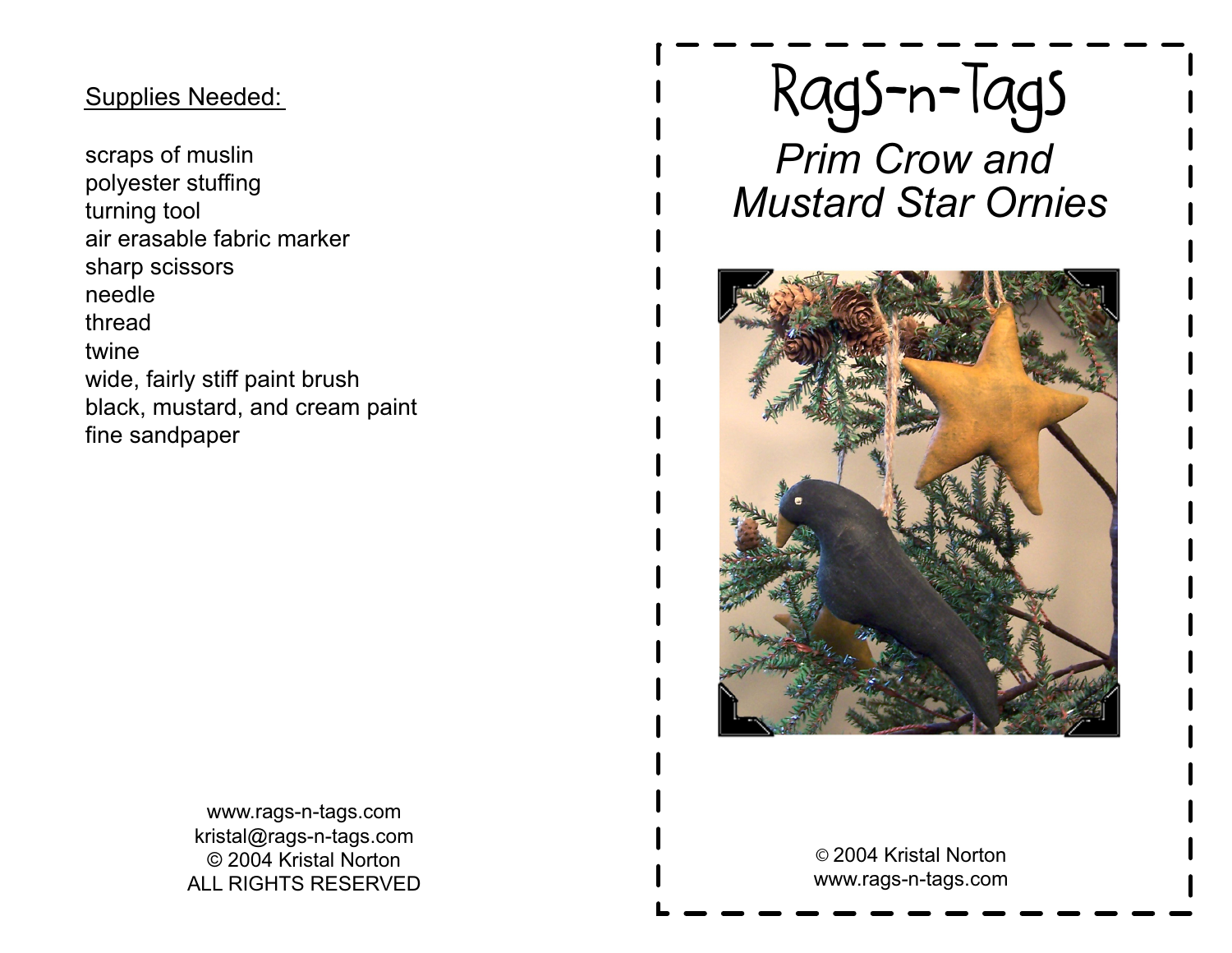Supplies Needed:

scraps of muslin
polyester stuffing
turning tool
air erasable fabric marker
sharp scissors
needle
thread
twine
wide, fairly stiff paint brush
black, mustard, and cream paint
fine sandpaper

www.rags-n-tags.com
kristal@rags-n-tags.com
© 2004 Kristal Norton
ALL RIGHTS RESERVED

# Rags-n-Tags

## *Prim Crow and Mustard Star Ornies*

© 2004 Kristal Norton
www.rags-n-tags.com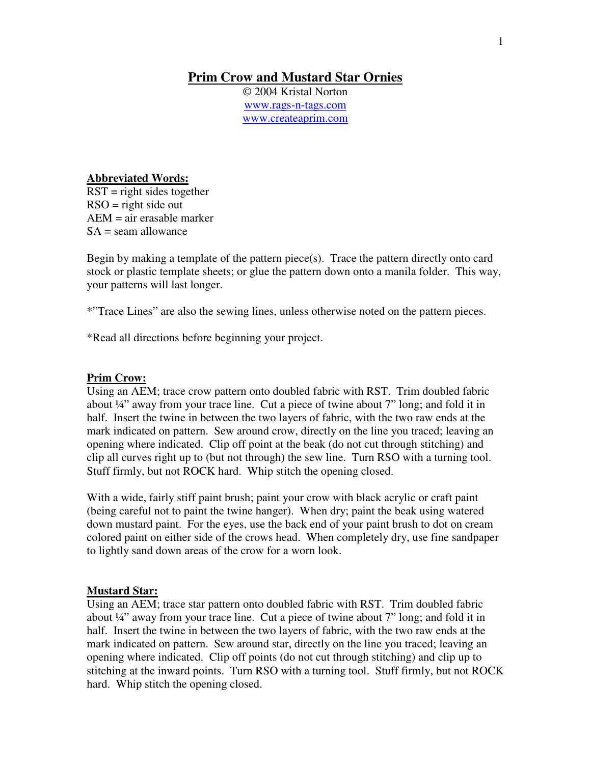# Prim Crow and Mustard Star Ornies

© 2004 Kristal Norton
www.rags-n-tags.com
www.createaprim.com

**Abbreviated Words:**

RST = right sides together
RSO = right side out
AEM = air erasable marker
SA = seam allowance

Begin by making a template of the pattern piece(s). Trace the pattern directly onto card stock or plastic template sheets; or glue the pattern down onto a manila folder. This way, your patterns will last longer.

*"Trace Lines" are also the sewing lines, unless otherwise noted on the pattern pieces.

*Read all directions before beginning your project.

**Prim Crow:**

Using an AEM; trace crow pattern onto doubled fabric with RST. Trim doubled fabric about ¼" away from your trace line. Cut a piece of twine about 7" long; and fold it in half. Insert the twine in between the two layers of fabric, with the two raw ends at the mark indicated on pattern. Sew around crow, directly on the line you traced; leaving an opening where indicated. Clip off point at the beak (do not cut through stitching) and clip all curves right up to (but not through) the sew line. Turn RSO with a turning tool. Stuff firmly, but not ROCK hard. Whip stitch the opening closed.

With a wide, fairly stiff paint brush; paint your crow with black acrylic or craft paint (being careful not to paint the twine hanger). When dry; paint the beak using watered down mustard paint. For the eyes, use the back end of your paint brush to dot on cream colored paint on either side of the crows head. When completely dry, use fine sandpaper to lightly sand down areas of the crow for a worn look.

**Mustard Star:**

Using an AEM; trace star pattern onto doubled fabric with RST. Trim doubled fabric about ¼" away from your trace line. Cut a piece of twine about 7" long; and fold it in half. Insert the twine in between the two layers of fabric, with the two raw ends at the mark indicated on pattern. Sew around star, directly on the line you traced; leaving an opening where indicated. Clip off points (do not cut through stitching) and clip up to stitching at the inward points. Turn RSO with a turning tool. Stuff firmly, but not ROCK hard. Whip stitch the opening closed.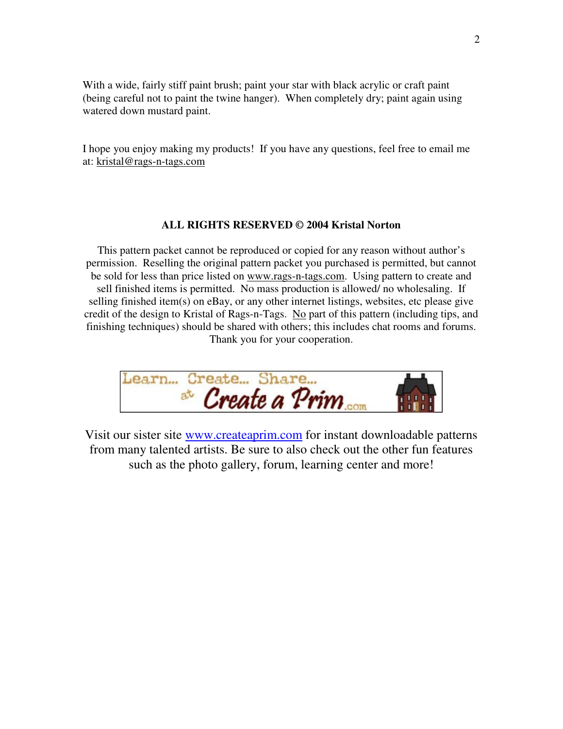With a wide, fairly stiff paint brush; paint your star with black acrylic or craft paint (being careful not to paint the twine hanger). When completely dry; paint again using watered down mustard paint.

I hope you enjoy making my products! If you have any questions, feel free to email me at: kristal@rags-n-tags.com

**ALL RIGHTS RESERVED © 2004 Kristal Norton**

This pattern packet cannot be reproduced or copied for any reason without author's permission. Reselling the original pattern packet you purchased is permitted, but cannot be sold for less than price listed on www.rags-n-tags.com. Using pattern to create and sell finished items is permitted. No mass production is allowed/ no wholesaling. If selling finished item(s) on eBay, or any other internet listings, websites, etc please give credit of the design to Kristal of Rags-n-Tags. No part of this pattern (including tips, and finishing techniques) should be shared with others; this includes chat rooms and forums. Thank you for your cooperation.

Learn... Create... Share... at Create a Prim.com

Visit our sister site www.createaprim.com for instant downloadable patterns from many talented artists. Be sure to also check out the other fun features such as the photo gallery, forum, learning center and more!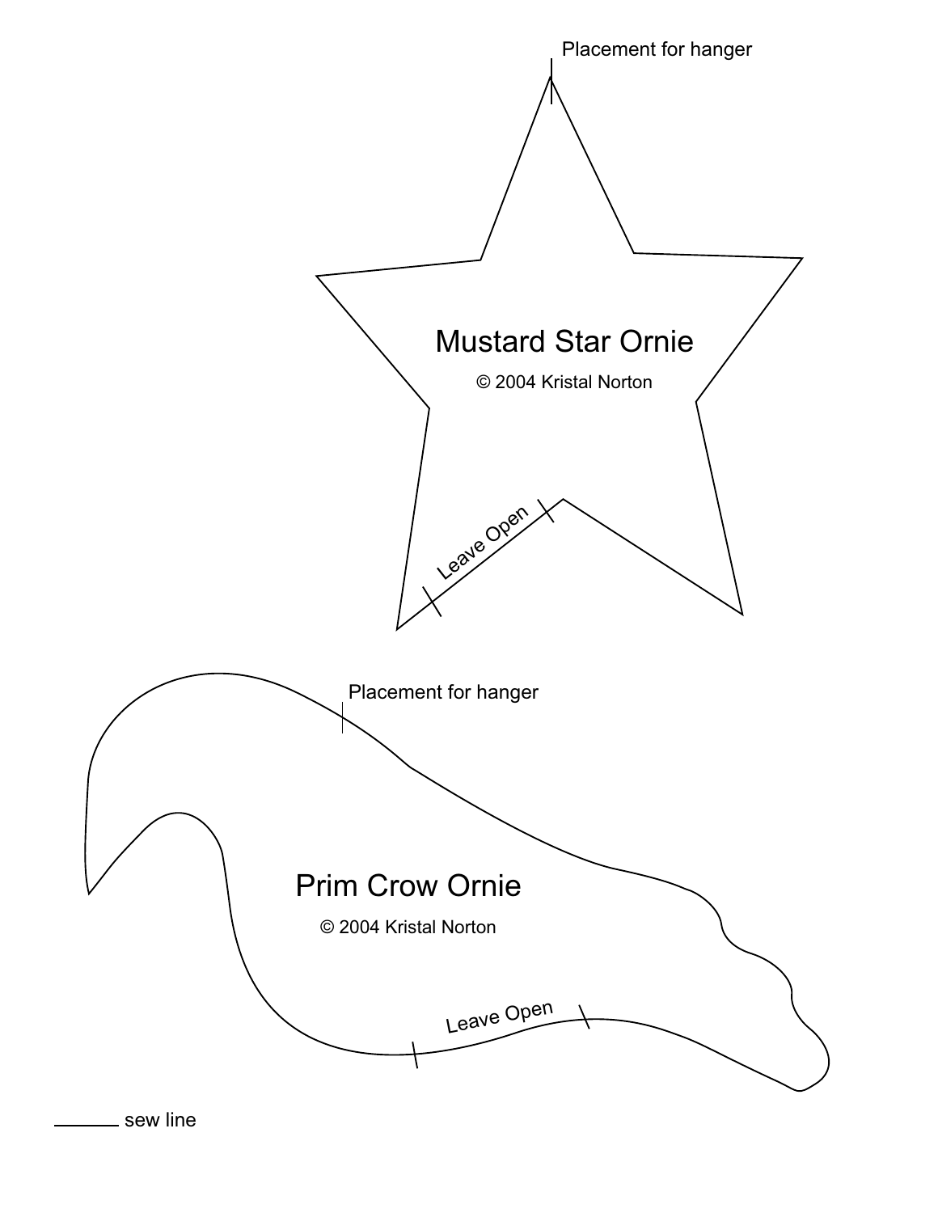Placement for hanger

Mustard Star Ornie

© 2004 Kristal Norton

Leave Open

Placement for hanger

Prim Crow Ornie

© 2004 Kristal Norton

Leave Open

sew line